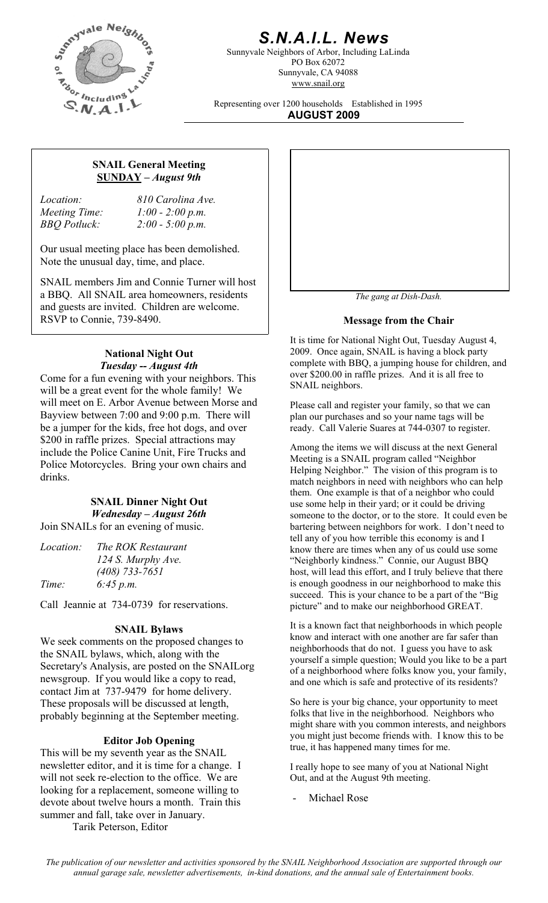# *S.N.A.I.L. News*

Sunnyvale Neighbors of Arbor, Including LaLinda
PO Box 62072
Sunnyvale, CA 94088
www.snail.org

Representing over 1200 households Established in 1995

**AUGUST 2009**

### SNAIL General Meeting
**SUNDAY** – *August 9th*

*Location:* 810 Carolina Ave.
*Meeting Time:* 1:00 - 2:00 p.m.
*BBQ Potluck:* 2:00 - 5:00 p.m.

Our usual meeting place has been demolished. Note the unusual day, time, and place.

SNAIL members Jim and Connie Turner will host a BBQ. All SNAIL area homeowners, residents and guests are invited. Children are welcome. RSVP to Connie, 739-8490.

### National Night Out
*Tuesday -- August 4th*

Come for a fun evening with your neighbors. This will be a great event for the whole family! We will meet on E. Arbor Avenue between Morse and Bayview between 7:00 and 9:00 p.m. There will be a jumper for the kids, free hot dogs, and over $200 in raffle prizes. Special attractions may include the Police Canine Unit, Fire Trucks and Police Motorcycles. Bring your own chairs and drinks.

### SNAIL Dinner Night Out
*Wednesday – August 26th*

Join SNAILs for an evening of music.

*Location:* The ROK Restaurant
124 S. Murphy Ave.
(408) 733-7651
*Time:* 6:45 p.m.

Call Jeannie at 734-0739 for reservations.

### SNAIL Bylaws

We seek comments on the proposed changes to the SNAIL bylaws, which, along with the Secretary's Analysis, are posted on the SNAILorg newsgroup. If you would like a copy to read, contact Jim at 737-9479 for home delivery. These proposals will be discussed at length, probably beginning at the September meeting.

### Editor Job Opening

This will be my seventh year as the SNAIL newsletter editor, and it is time for a change. I will not seek re-election to the office. We are looking for a replacement, someone willing to devote about twelve hours a month. Train this summer and fall, take over in January.

Tarik Peterson, Editor

*The gang at Dish-Dash.*

### Message from the Chair

It is time for National Night Out, Tuesday August 4, 2009. Once again, SNAIL is having a block party complete with BBQ, a jumping house for children, and over $200.00 in raffle prizes. And it is all free to SNAIL neighbors.

Please call and register your family, so that we can plan our purchases and so your name tags will be ready. Call Valerie Suares at 744-0307 to register.

Among the items we will discuss at the next General Meeting is a SNAIL program called "Neighbor Helping Neighbor." The vision of this program is to match neighbors in need with neighbors who can help them. One example is that of a neighbor who could use some help in their yard; or it could be driving someone to the doctor, or to the store. It could even be bartering between neighbors for work. I don't need to tell any of you how terrible this economy is and I know there are times when any of us could use some "Neighborly kindness." Connie, our August BBQ host, will lead this effort, and I truly believe that there is enough goodness in our neighborhood to make this succeed. This is your chance to be a part of the "Big picture" and to make our neighborhood GREAT.

It is a known fact that neighborhoods in which people know and interact with one another are far safer than neighborhoods that do not. I guess you have to ask yourself a simple question; Would you like to be a part of a neighborhood where folks know you, your family, and one which is safe and protective of its residents?

So here is your big chance, your opportunity to meet folks that live in the neighborhood. Neighbors who might share with you common interests, and neighbors you might just become friends with. I know this to be true, it has happened many times for me.

I really hope to see many of you at National Night Out, and at the August 9th meeting.

- Michael Rose

*The publication of our newsletter and activities sponsored by the SNAIL Neighborhood Association are supported through our annual garage sale, newsletter advertisements, in-kind donations, and the annual sale of Entertainment books.*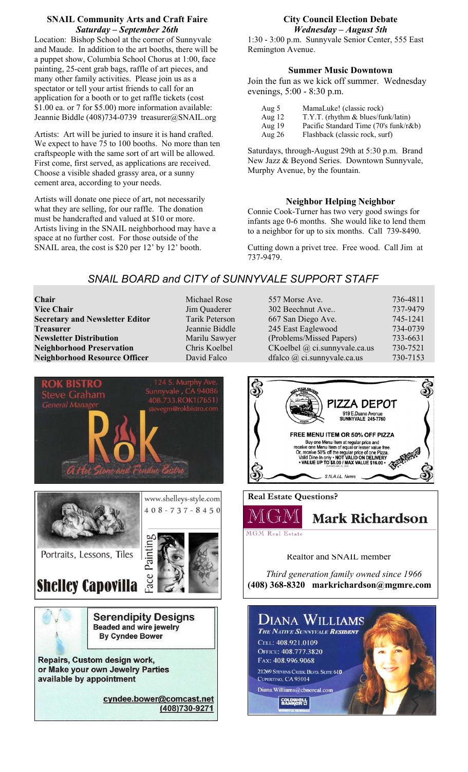### SNAIL Community Arts and Craft Faire
### *Saturday – September 26th*

Location: Bishop School at the corner of Sunnyvale and Maude. In addition to the art booths, there will be a puppet show, Columbia School Chorus at 1:00, face painting, 25-cent grab bags, raffle of art pieces, and many other family activities. Please join us as a spectator or tell your artist friends to call for an application for a booth or to get raffle tickets (cost $1.00 ea. or 7 for $5.00) more information available: Jeannie Biddle (408)734-0739 treasurer@SNAIL.org

Artists: Art will be juried to insure it is hand crafted. We expect to have 75 to 100 booths. No more than ten craftspeople with the same sort of art will be allowed. First come, first served, as applications are received. Choose a visible shaded grassy area, or a sunny cement area, according to your needs.

Artists will donate one piece of art, not necessarily what they are selling, for our raffle. The donation must be handcrafted and valued at $10 or more. Artists living in the SNAIL neighborhood may have a space at no further cost. For those outside of the SNAIL area, the cost is $20 per 12' by 12' booth.

### City Council Election Debate
### *Wednesday – August 5th*

1:30 - 3:00 p.m. Sunnyvale Senior Center, 555 East Remington Avenue.

### Summer Music Downtown

Join the fun as we kick off summer. Wednesday evenings, 5:00 - 8:30 p.m.

| | |
|---|---|
| Aug 5 | MamaLuke! (classic rock) |
| Aug 12 | T.Y.T. (rhythm & blues/funk/latin) |
| Aug 19 | Pacific Standard Time (70's funk/r&b) |
| Aug 26 | Flashback (classic rock, surf) |

Saturdays, through-August 29th at 5:30 p.m. Brand New Jazz & Beyond Series. Downtown Sunnyvale, Murphy Avenue, by the fountain.

### Neighbor Helping Neighbor

Connie Cook-Turner has two very good swings for infants age 0-6 months. She would like to lend them to a neighbor for up to six months. Call 739-8490.

Cutting down a privet tree. Free wood. Call Jim at 737-9479.

## *SNAIL BOARD and CITY of SUNNYVALE SUPPORT STAFF*

| | | | |
|---|---|---|---|
| **Chair** | Michael Rose | 557 Morse Ave. | 736-4811 |
| **Vice Chair** | Jim Quaderer | 302 Beechnut Ave.. | 737-9479 |
| **Secretary and Newsletter Editor** | Tarik Peterson | 667 San Diego Ave. | 745-1241 |
| **Treasurer** | Jeannie Biddle | 245 East Eaglewood | 734-0739 |
| **Newsletter Distribution** | Marilu Sawyer | (Problems/Missed Papers) | 733-6631 |
| **Neighborhood Preservation** | Chris Koelbel | CKoelbel @ ci.sunnyvale.ca.us | 730-7521 |
| **Neighborhood Resource Officer** | David Falco | dfalco @ ci.sunnyvale.ca.us | 730-7153 |

ROK BISTRO
Steve Graham
General Manager
124 S. Murphy Ave.
Sunnyvale, CA 94086
408.733.ROK1(7651)
stevegm@rokbistro.com
Rok
A Hot Stone and Fondue Bistro

PIZZA DEPOT
919 E.Duane Avenue
SUNNYVALE 245-7760
FREE MENU ITEM OR 50% OFF PIZZA
Buy one Menu Item at regular price and receive one Menu Item of equal or lesser value free. Or, receive 50% off the regular price of one Pizza. Valid Dine-In only • NOT VALID ON DELIVERY • VALUE UP TO $8.00 / MAX VALUE $16.00 •
S.N.A.I.L. News

www.shelleys-style.com
408-737-8450
Portraits, Lessons, Tiles
Face Painting
Shelley Capovilla

**Real Estate Questions?**

MGM **Mark Richardson**
MGM Real Estate

Realtor and SNAIL member

*Third generation family owned since 1966*
**(408) 368-8320 markrichardson@mgmre.com**

**Serendipity Designs**
**Beaded and wire jewelry**
**By Cyndee Bower**

**Repairs, Custom design work, or Make your own Jewelry Parties available by appointment**

**cyndee.bower@comcast.net**
**(408)730-9271**

DIANA WILLIAMS
*THE NATIVE SUNNYVALE RESIDENT*
CELL: 408.921.0109
OFFICE: 408.777.3820
FAX: 408.996.9068
21269 STEVENS CREEK BLVD. SUITE 610
CUPERTINO, CA 95014
Diana.Williams@cbnorcal.com
COLDWELL BANKER